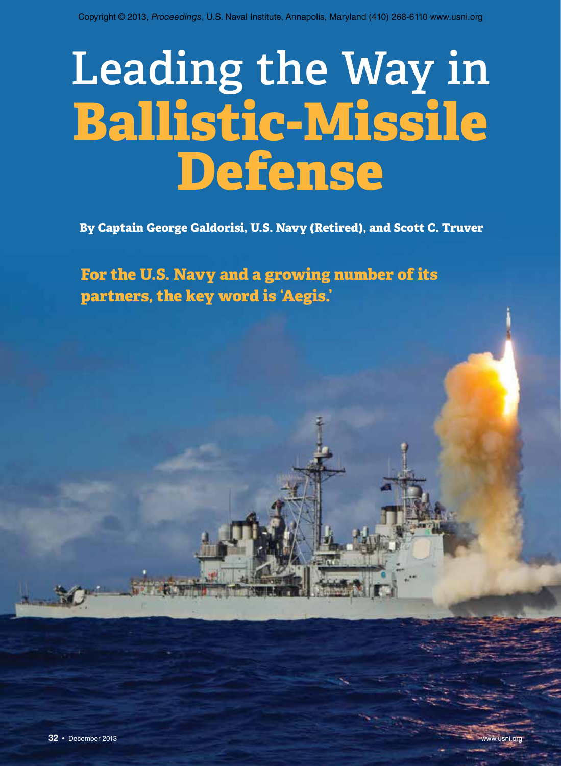Copyright © 2013, *Proceedings*, U.S. Naval Institute, Annapolis, Maryland (410) 268-6110 www.usni.org

# Leading the Way in Ballistic-Missile Defense

**By Captain George Galdorisi, U.S. Navy (Retired), and Scott C. Truver**

**For the U.S. Navy and a growing number of its partners, the key word is 'Aegis.'**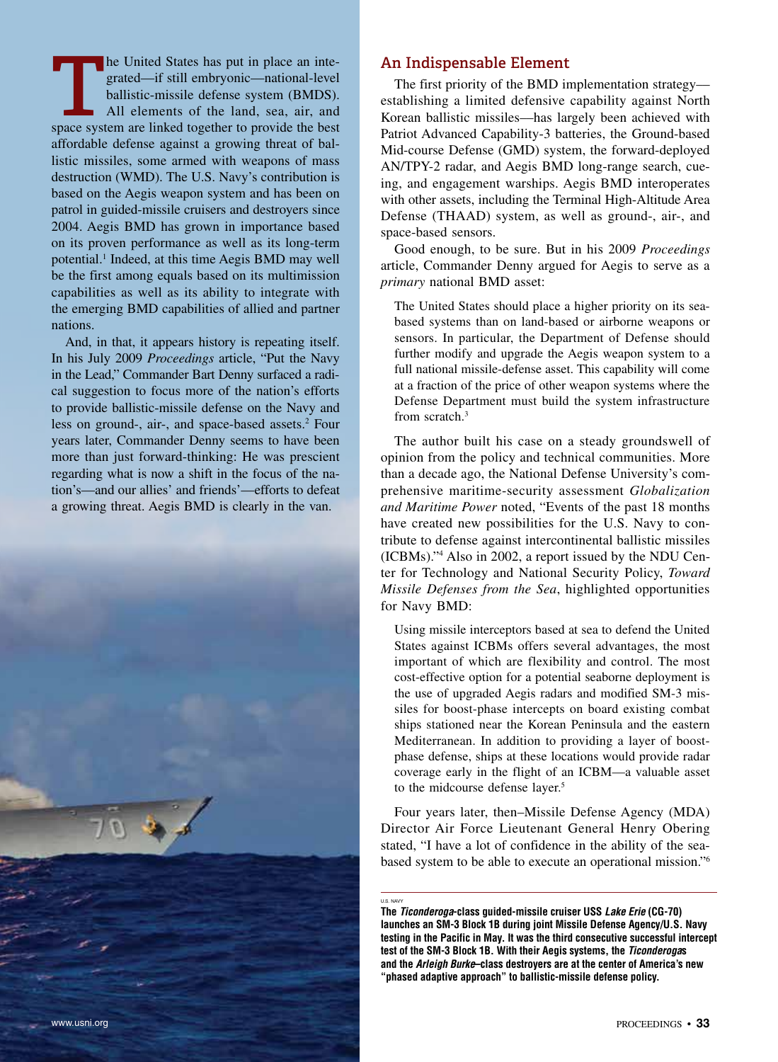The United States has put in place an integrated—if still embryonic—national-level ballistic-missile defense system (BMDS). All elements of the land, sea, air, and space system are linked together to provide the best affordable defense against a growing threat of ballistic missiles, some armed with weapons of mass destruction (WMD). The U.S. Navy's contribution is based on the Aegis weapon system and has been on patrol in guided-missile cruisers and destroyers since 2004. Aegis BMD has grown in importance based on its proven performance as well as its long-term potential.[1] Indeed, at this time Aegis BMD may well be the first among equals based on its multimission capabilities as well as its ability to integrate with the emerging BMD capabilities of allied and partner nations.

And, in that, it appears history is repeating itself. In his July 2009 *Proceedings* article, "Put the Navy in the Lead," Commander Bart Denny surfaced a radical suggestion to focus more of the nation's efforts to provide ballistic-missile defense on the Navy and less on ground-, air-, and space-based assets.[2] Four years later, Commander Denny seems to have been more than just forward-thinking: He was prescient regarding what is now a shift in the focus of the nation's—and our allies' and friends'—efforts to defeat a growing threat. Aegis BMD is clearly in the van.

## An Indispensable Element

The first priority of the BMD implementation strategy—establishing a limited defensive capability against North Korean ballistic missiles—has largely been achieved with Patriot Advanced Capability-3 batteries, the Ground-based Mid-course Defense (GMD) system, the forward-deployed AN/TPY-2 radar, and Aegis BMD long-range search, cueing, and engagement warships. Aegis BMD interoperates with other assets, including the Terminal High-Altitude Area Defense (THAAD) system, as well as ground-, air-, and space-based sensors.

Good enough, to be sure. But in his 2009 *Proceedings* article, Commander Denny argued for Aegis to serve as a *primary* national BMD asset:

> The United States should place a higher priority on its sea-based systems than on land-based or airborne weapons or sensors. In particular, the Department of Defense should further modify and upgrade the Aegis weapon system to a full national missile-defense asset. This capability will come at a fraction of the price of other weapon systems where the Defense Department must build the system infrastructure from scratch.[3]

The author built his case on a steady groundswell of opinion from the policy and technical communities. More than a decade ago, the National Defense University's comprehensive maritime-security assessment *Globalization and Maritime Power* noted, "Events of the past 18 months have created new possibilities for the U.S. Navy to contribute to defense against intercontinental ballistic missiles (ICBMs)."[4] Also in 2002, a report issued by the NDU Center for Technology and National Security Policy, *Toward Missile Defenses from the Sea*, highlighted opportunities for Navy BMD:

> Using missile interceptors based at sea to defend the United States against ICBMs offers several advantages, the most important of which are flexibility and control. The most cost-effective option for a potential seaborne deployment is the use of upgraded Aegis radars and modified SM-3 missiles for boost-phase intercepts on board existing combat ships stationed near the Korean Peninsula and the eastern Mediterranean. In addition to providing a layer of boost-phase defense, ships at these locations would provide radar coverage early in the flight of an ICBM—a valuable asset to the midcourse defense layer.[5]

Four years later, then–Missile Defense Agency (MDA) Director Air Force Lieutenant General Henry Obering stated, "I have a lot of confidence in the ability of the sea-based system to be able to execute an operational mission."[6]

U.S. NAVY

**The *Ticonderoga*-class guided-missile cruiser USS *Lake Erie* (CG-70) launches an SM-3 Block 1B during joint Missile Defense Agency/U.S. Navy testing in the Pacific in May. It was the third consecutive successful intercept test of the SM-3 Block 1B. With their Aegis systems, the *Ticonderoga*s and the *Arleigh Burke*–class destroyers are at the center of America's new "phased adaptive approach" to ballistic-missile defense policy.**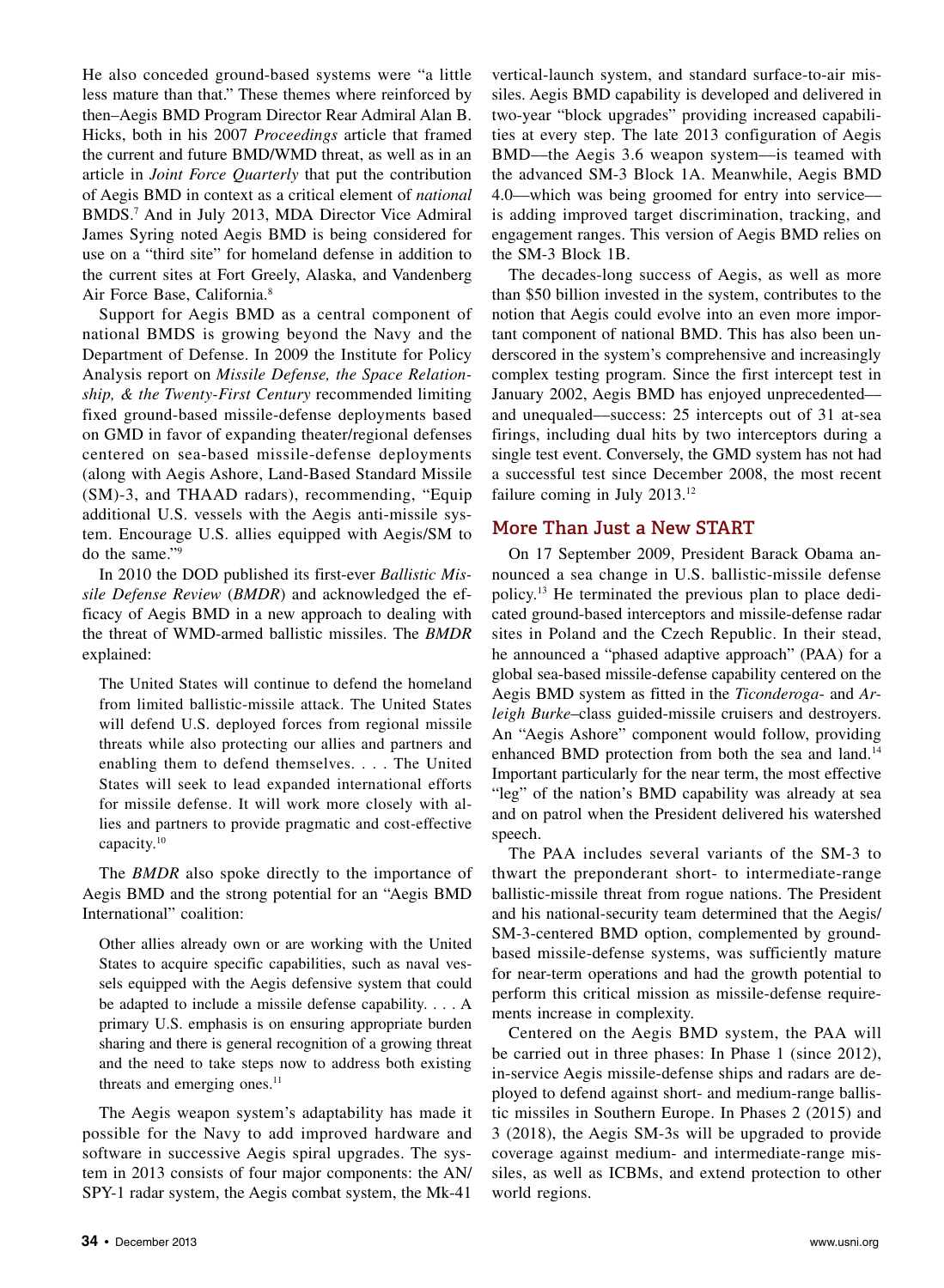He also conceded ground-based systems were "a little less mature than that." These themes where reinforced by then–Aegis BMD Program Director Rear Admiral Alan B. Hicks, both in his 2007 *Proceedings* article that framed the current and future BMD/WMD threat, as well as in an article in *Joint Force Quarterly* that put the contribution of Aegis BMD in context as a critical element of *national* BMDS.[7] And in July 2013, MDA Director Vice Admiral James Syring noted Aegis BMD is being considered for use on a "third site" for homeland defense in addition to the current sites at Fort Greely, Alaska, and Vandenberg Air Force Base, California.[8]

Support for Aegis BMD as a central component of national BMDS is growing beyond the Navy and the Department of Defense. In 2009 the Institute for Policy Analysis report on *Missile Defense, the Space Relationship, & the Twenty-First Century* recommended limiting fixed ground-based missile-defense deployments based on GMD in favor of expanding theater/regional defenses centered on sea-based missile-defense deployments (along with Aegis Ashore, Land-Based Standard Missile (SM)-3, and THAAD radars), recommending, "Equip additional U.S. vessels with the Aegis anti-missile system. Encourage U.S. allies equipped with Aegis/SM to do the same."[9]

In 2010 the DOD published its first-ever *Ballistic Missile Defense Review* (*BMDR*) and acknowledged the efficacy of Aegis BMD in a new approach to dealing with the threat of WMD-armed ballistic missiles. The *BMDR* explained:

> The United States will continue to defend the homeland from limited ballistic-missile attack. The United States will defend U.S. deployed forces from regional missile threats while also protecting our allies and partners and enabling them to defend themselves. . . . The United States will seek to lead expanded international efforts for missile defense. It will work more closely with allies and partners to provide pragmatic and cost-effective capacity.[10]

The *BMDR* also spoke directly to the importance of Aegis BMD and the strong potential for an "Aegis BMD International" coalition:

> Other allies already own or are working with the United States to acquire specific capabilities, such as naval vessels equipped with the Aegis defensive system that could be adapted to include a missile defense capability. . . . A primary U.S. emphasis is on ensuring appropriate burden sharing and there is general recognition of a growing threat and the need to take steps now to address both existing threats and emerging ones.[11]

The Aegis weapon system's adaptability has made it possible for the Navy to add improved hardware and software in successive Aegis spiral upgrades. The system in 2013 consists of four major components: the AN/SPY-1 radar system, the Aegis combat system, the Mk-41 vertical-launch system, and standard surface-to-air missiles. Aegis BMD capability is developed and delivered in two-year "block upgrades" providing increased capabilities at every step. The late 2013 configuration of Aegis BMD—the Aegis 3.6 weapon system—is teamed with the advanced SM-3 Block 1A. Meanwhile, Aegis BMD 4.0—which was being groomed for entry into service—is adding improved target discrimination, tracking, and engagement ranges. This version of Aegis BMD relies on the SM-3 Block 1B.

The decades-long success of Aegis, as well as more than $50 billion invested in the system, contributes to the notion that Aegis could evolve into an even more important component of national BMD. This has also been underscored in the system's comprehensive and increasingly complex testing program. Since the first intercept test in January 2002, Aegis BMD has enjoyed unprecedented—and unequaled—success: 25 intercepts out of 31 at-sea firings, including dual hits by two interceptors during a single test event. Conversely, the GMD system has not had a successful test since December 2008, the most recent failure coming in July 2013.[12]

## More Than Just a New START

On 17 September 2009, President Barack Obama announced a sea change in U.S. ballistic-missile defense policy.[13] He terminated the previous plan to place dedicated ground-based interceptors and missile-defense radar sites in Poland and the Czech Republic. In their stead, he announced a "phased adaptive approach" (PAA) for a global sea-based missile-defense capability centered on the Aegis BMD system as fitted in the *Ticonderoga*- and *Arleigh Burke*–class guided-missile cruisers and destroyers. An "Aegis Ashore" component would follow, providing enhanced BMD protection from both the sea and land.[14] Important particularly for the near term, the most effective "leg" of the nation's BMD capability was already at sea and on patrol when the President delivered his watershed speech.

The PAA includes several variants of the SM-3 to thwart the preponderant short- to intermediate-range ballistic-missile threat from rogue nations. The President and his national-security team determined that the Aegis/SM-3-centered BMD option, complemented by ground-based missile-defense systems, was sufficiently mature for near-term operations and had the growth potential to perform this critical mission as missile-defense requirements increase in complexity.

Centered on the Aegis BMD system, the PAA will be carried out in three phases: In Phase 1 (since 2012), in-service Aegis missile-defense ships and radars are deployed to defend against short- and medium-range ballistic missiles in Southern Europe. In Phases 2 (2015) and 3 (2018), the Aegis SM-3s will be upgraded to provide coverage against medium- and intermediate-range missiles, as well as ICBMs, and extend protection to other world regions.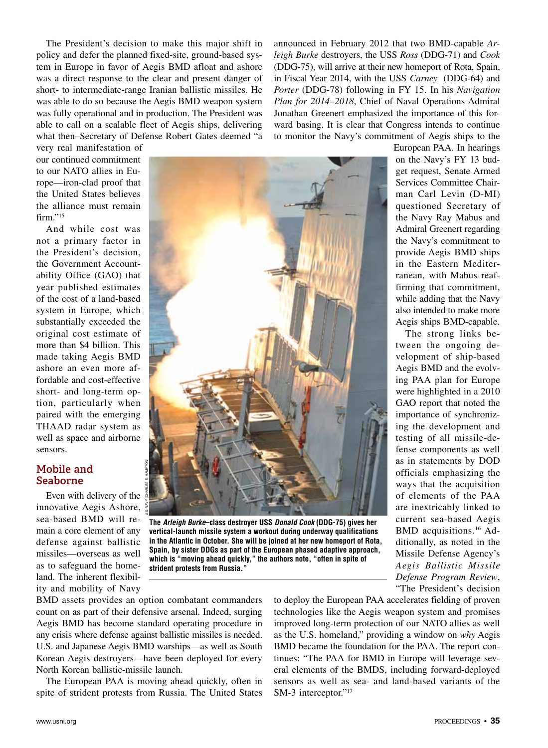The President's decision to make this major shift in policy and defer the planned fixed-site, ground-based system in Europe in favor of Aegis BMD afloat and ashore was a direct response to the clear and present danger of short- to intermediate-range Iranian ballistic missiles. He was able to do so because the Aegis BMD weapon system was fully operational and in production. The President was able to call on a scalable fleet of Aegis ships, delivering what then–Secretary of Defense Robert Gates deemed "a very real manifestation of our continued commitment to our NATO allies in Europe—iron-clad proof that the United States believes the alliance must remain firm."[15]

And while cost was not a primary factor in the President's decision, the Government Accountability Office (GAO) that year published estimates of the cost of a land-based system in Europe, which substantially exceeded the original cost estimate of more than $4 billion. This made taking Aegis BMD ashore an even more affordable and cost-effective short- and long-term option, particularly when paired with the emerging THAAD radar system as well as space and airborne sensors.

## Mobile and Seaborne

Even with delivery of the innovative Aegis Ashore, sea-based BMD will remain a core element of any defense against ballistic missiles—overseas as well as to safeguard the homeland. The inherent flexibility and mobility of Navy BMD assets provides an option combatant commanders count on as part of their defensive arsenal. Indeed, surging Aegis BMD has become standard operating procedure in any crisis where defense against ballistic missiles is needed. U.S. and Japanese Aegis BMD warships—as well as South Korean Aegis destroyers—have been deployed for every North Korean ballistic-missile launch.

The European PAA is moving ahead quickly, often in spite of strident protests from Russia. The United States announced in February 2012 that two BMD-capable *Arleigh Burke* destroyers, the USS *Ross* (DDG-71) and *Cook* (DDG-75), will arrive at their new homeport of Rota, Spain, in Fiscal Year 2014, with the USS *Carney* (DDG-64) and *Porter* (DDG-78) following in FY 15. In his *Navigation Plan for 2014–2018*, Chief of Naval Operations Admiral Jonathan Greenert emphasized the importance of this forward basing. It is clear that Congress intends to continue to monitor the Navy's commitment of Aegis ships to the European PAA. In hearings on the Navy's FY 13 budget request, Senate Armed Services Committee Chairman Carl Levin (D-MI) questioned Secretary of the Navy Ray Mabus and Admiral Greenert regarding the Navy's commitment to provide Aegis BMD ships in the Eastern Mediterranean, with Mabus reaffirming that commitment, while adding that the Navy also intended to make more Aegis ships BMD-capable.

U.S. NAVY (CHARLES E. HAMPTON)

**The *Arleigh Burke*–class destroyer USS *Donald Cook* (DDG-75) gives her vertical-launch missile system a workout during underway qualifications in the Atlantic in October. She will be joined at her new homeport of Rota, Spain, by sister DDGs as part of the European phased adaptive approach, which is "moving ahead quickly," the authors note, "often in spite of strident protests from Russia."**

The strong links between the ongoing development of ship-based Aegis BMD and the evolving PAA plan for Europe were highlighted in a 2010 GAO report that noted the importance of synchronizing the development and testing of all missile-defense components as well as in statements by DOD officials emphasizing the ways that the acquisition of elements of the PAA are inextricably linked to current sea-based Aegis BMD acquisitions.[16] Additionally, as noted in the Missile Defense Agency's *Aegis Ballistic Missile Defense Program Review*, "The President's decision to deploy the European PAA accelerates fielding of proven technologies like the Aegis weapon system and promises improved long-term protection of our NATO allies as well as the U.S. homeland," providing a window on *why* Aegis BMD became the foundation for the PAA. The report continues: "The PAA for BMD in Europe will leverage several elements of the BMDS, including forward-deployed sensors as well as sea- and land-based variants of the SM-3 interceptor."[17]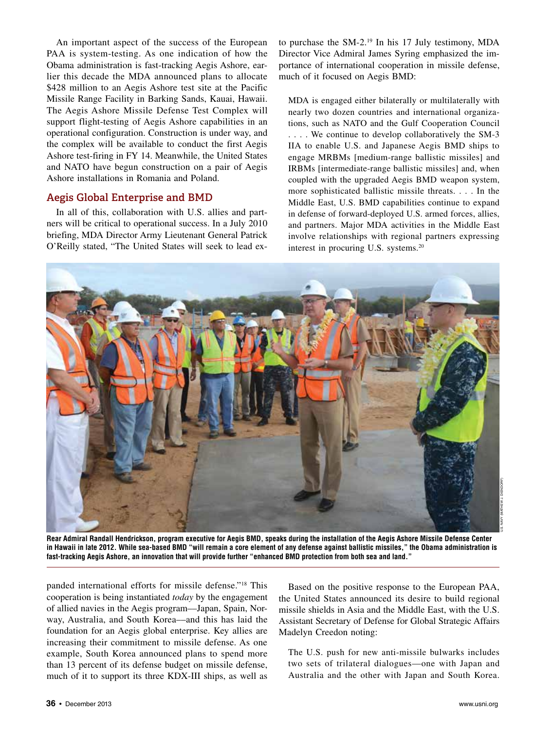An important aspect of the success of the European PAA is system-testing. As one indication of how the Obama administration is fast-tracking Aegis Ashore, earlier this decade the MDA announced plans to allocate $428 million to an Aegis Ashore test site at the Pacific Missile Range Facility in Barking Sands, Kauai, Hawaii. The Aegis Ashore Missile Defense Test Complex will support flight-testing of Aegis Ashore capabilities in an operational configuration. Construction is under way, and the complex will be available to conduct the first Aegis Ashore test-firing in FY 14. Meanwhile, the United States and NATO have begun construction on a pair of Aegis Ashore installations in Romania and Poland.

## Aegis Global Enterprise and BMD

In all of this, collaboration with U.S. allies and partners will be critical to operational success. In a July 2010 briefing, MDA Director Army Lieutenant General Patrick O'Reilly stated, "The United States will seek to lead expanded international efforts for missile defense."[18] This cooperation is being instantiated *today* by the engagement of allied navies in the Aegis program—Japan, Spain, Norway, Australia, and South Korea—and this has laid the foundation for an Aegis global enterprise. Key allies are increasing their commitment to missile defense. As one example, South Korea announced plans to spend more than 13 percent of its defense budget on missile defense, much of it to support its three KDX-III ships, as well as to purchase the SM-2.[19] In his 17 July testimony, MDA Director Vice Admiral James Syring emphasized the importance of international cooperation in missile defense, much of it focused on Aegis BMD:

> MDA is engaged either bilaterally or multilaterally with nearly two dozen countries and international organizations, such as NATO and the Gulf Cooperation Council . . . . We continue to develop collaboratively the SM-3 IIA to enable U.S. and Japanese Aegis BMD ships to engage MRBMs [medium-range ballistic missiles] and IRBMs [intermediate-range ballistic missiles] and, when coupled with the upgraded Aegis BMD weapon system, more sophisticated ballistic missile threats. . . . In the Middle East, U.S. BMD capabilities continue to expand in defense of forward-deployed U.S. armed forces, allies, and partners. Major MDA activities in the Middle East involve relationships with regional partners expressing interest in procuring U.S. systems.[20]

U.S. NAVY (MATHEW J. DIENDORF)

**Rear Admiral Randall Hendrickson, program executive for Aegis BMD, speaks during the installation of the Aegis Ashore Missile Defense Center in Hawaii in late 2012. While sea-based BMD "will remain a core element of any defense against ballistic missiles," the Obama administration is fast-tracking Aegis Ashore, an innovation that will provide further "enhanced BMD protection from both sea and land."**

Based on the positive response to the European PAA, the United States announced its desire to build regional missile shields in Asia and the Middle East, with the U.S. Assistant Secretary of Defense for Global Strategic Affairs Madelyn Creedon noting:

> The U.S. push for new anti-missile bulwarks includes two sets of trilateral dialogues—one with Japan and Australia and the other with Japan and South Korea.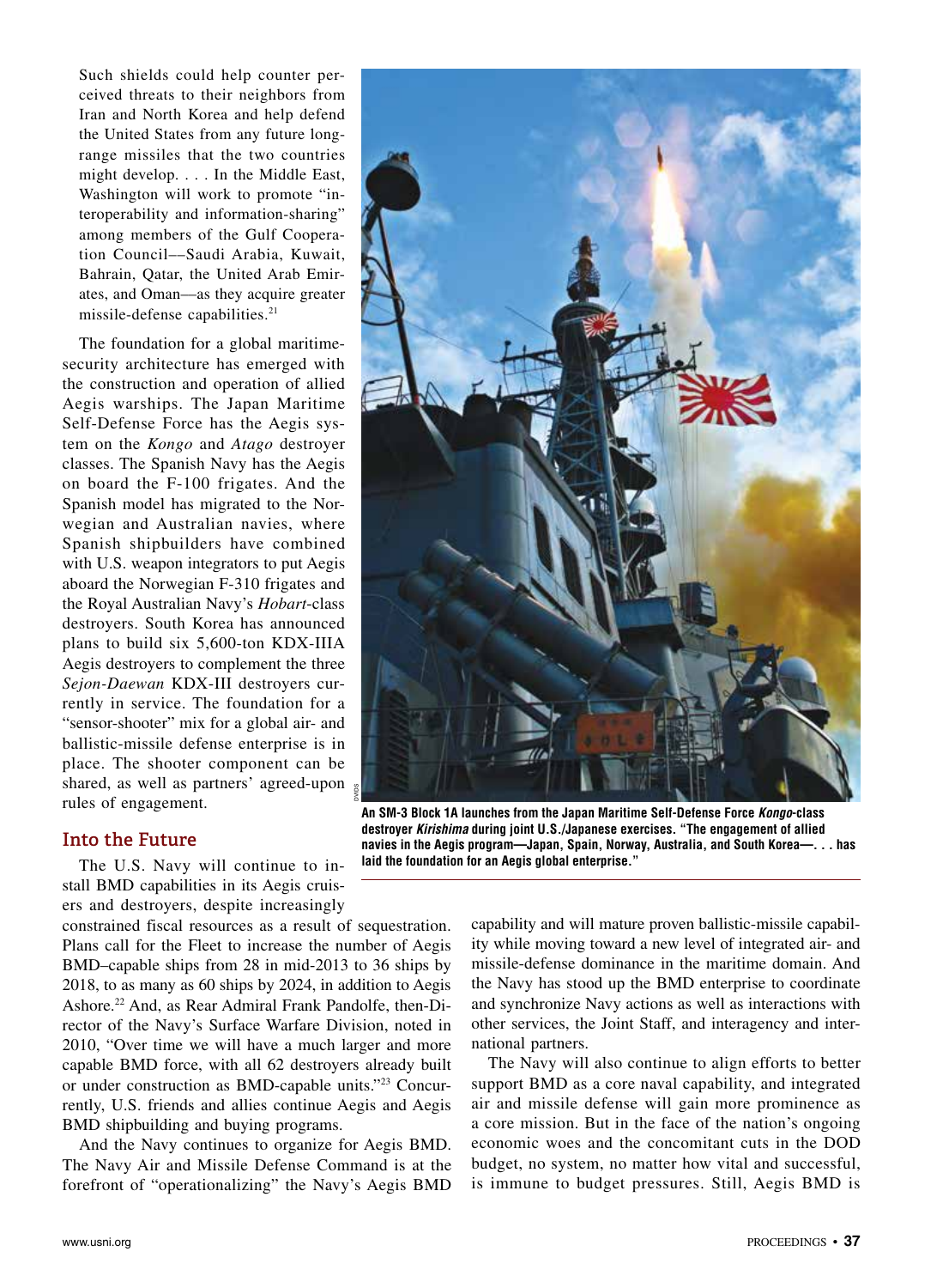Such shields could help counter perceived threats to their neighbors from Iran and North Korea and help defend the United States from any future long-range missiles that the two countries might develop. . . . In the Middle East, Washington will work to promote "interoperability and information-sharing" among members of the Gulf Cooperation Council––Saudi Arabia, Kuwait, Bahrain, Qatar, the United Arab Emirates, and Oman—as they acquire greater missile-defense capabilities.[21]

The foundation for a global maritime-security architecture has emerged with the construction and operation of allied Aegis warships. The Japan Maritime Self-Defense Force has the Aegis system on the *Kongo* and *Atago* destroyer classes. The Spanish Navy has the Aegis on board the F-100 frigates. And the Spanish model has migrated to the Norwegian and Australian navies, where Spanish shipbuilders have combined with U.S. weapon integrators to put Aegis aboard the Norwegian F-310 frigates and the Royal Australian Navy's *Hobart*-class destroyers. South Korea has announced plans to build six 5,600-ton KDX-IIIA Aegis destroyers to complement the three *Sejon-Daewan* KDX-III destroyers currently in service. The foundation for a "sensor-shooter" mix for a global air- and ballistic-missile defense enterprise is in place. The shooter component can be shared, as well as partners' agreed-upon rules of engagement.

DVIDS

**An SM-3 Block 1A launches from the Japan Maritime Self-Defense Force *Kongo*-class destroyer *Kirishima* during joint U.S./Japanese exercises. "The engagement of allied navies in the Aegis program—Japan, Spain, Norway, Australia, and South Korea—. . . has laid the foundation for an Aegis global enterprise."**

## Into the Future

The U.S. Navy will continue to install BMD capabilities in its Aegis cruisers and destroyers, despite increasingly constrained fiscal resources as a result of sequestration. Plans call for the Fleet to increase the number of Aegis BMD–capable ships from 28 in mid-2013 to 36 ships by 2018, to as many as 60 ships by 2024, in addition to Aegis Ashore.[22] And, as Rear Admiral Frank Pandolfe, then-Director of the Navy's Surface Warfare Division, noted in 2010, "Over time we will have a much larger and more capable BMD force, with all 62 destroyers already built or under construction as BMD-capable units."[23] Concurrently, U.S. friends and allies continue Aegis and Aegis BMD shipbuilding and buying programs.

And the Navy continues to organize for Aegis BMD. The Navy Air and Missile Defense Command is at the forefront of "operationalizing" the Navy's Aegis BMD capability and will mature proven ballistic-missile capability while moving toward a new level of integrated air- and missile-defense dominance in the maritime domain. And the Navy has stood up the BMD enterprise to coordinate and synchronize Navy actions as well as interactions with other services, the Joint Staff, and interagency and international partners.

The Navy will also continue to align efforts to better support BMD as a core naval capability, and integrated air and missile defense will gain more prominence as a core mission. But in the face of the nation's ongoing economic woes and the concomitant cuts in the DOD budget, no system, no matter how vital and successful, is immune to budget pressures. Still, Aegis BMD is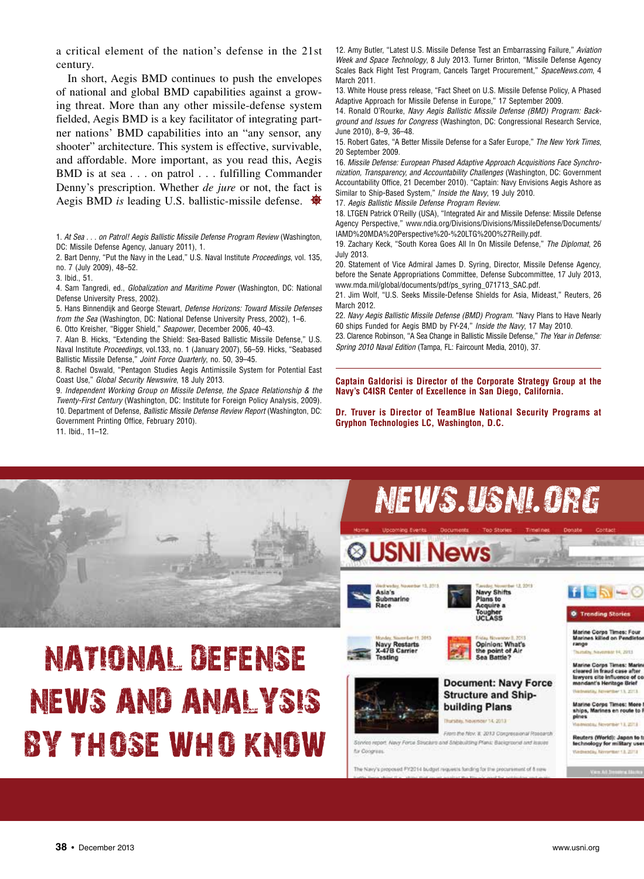a critical element of the nation's defense in the 21st century.

In short, Aegis BMD continues to push the envelopes of national and global BMD capabilities against a growing threat. More than any other missile-defense system fielded, Aegis BMD is a key facilitator of integrating partner nations' BMD capabilities into an "any sensor, any shooter" architecture. This system is effective, survivable, and affordable. More important, as you read this, Aegis BMD is at sea . . . on patrol . . . fulfilling Commander Denny's prescription. Whether *de jure* or not, the fact is Aegis BMD *is* leading U.S. ballistic-missile defense.

1. *At Sea . . . on Patrol! Aegis Ballistic Missile Defense Program Review* (Washington, DC: Missile Defense Agency, January 2011), 1.
2. Bart Denny, "Put the Navy in the Lead," U.S. Naval Institute *Proceedings*, vol. 135, no. 7 (July 2009), 48–52.
3. Ibid., 51.
4. Sam Tangredi, ed., *Globalization and Maritime Power* (Washington, DC: National Defense University Press, 2002).
5. Hans Binnendijk and George Stewart, *Defense Horizons: Toward Missile Defenses from the Sea* (Washington, DC: National Defense University Press, 2002), 1–6.
6. Otto Kreisher, "Bigger Shield," *Seapower*, December 2006, 40–43.
7. Alan B. Hicks, "Extending the Shield: Sea-Based Ballistic Missile Defense," U.S. Naval Institute *Proceedings*, vol.133, no. 1 (January 2007), 56–59. Hicks, "Seabased Ballistic Missile Defense," *Joint Force Quarterly*, no. 50, 39–45.
8. Rachel Oswald, "Pentagon Studies Aegis Antimissile System for Potential East Coast Use," *Global Security Newswire*, 18 July 2013.
9. *Independent Working Group on Missile Defense, the Space Relationship & the Twenty-First Century* (Washington, DC: Institute for Foreign Policy Analysis, 2009).
10. Department of Defense, *Ballistic Missile Defense Review Report* (Washington, DC: Government Printing Office, February 2010).
11. Ibid., 11–12.
12. Amy Butler, "Latest U.S. Missile Defense Test an Embarrassing Failure," *Aviation Week and Space Technology*, 8 July 2013. Turner Brinton, "Missile Defense Agency Scales Back Flight Test Program, Cancels Target Procurement," *SpaceNews.com*, 4 March 2011.
13. White House press release, "Fact Sheet on U.S. Missile Defense Policy, A Phased Adaptive Approach for Missile Defense in Europe," 17 September 2009.
14. Ronald O'Rourke, *Navy Aegis Ballistic Missile Defense (BMD) Program: Background and Issues for Congress* (Washington, DC: Congressional Research Service, June 2010), 8–9, 36–48.
15. Robert Gates, "A Better Missile Defense for a Safer Europe," *The New York Times*, 20 September 2009.
16. *Missile Defense: European Phased Adaptive Approach Acquisitions Face Synchronization, Transparency, and Accountability Challenges* (Washington, DC: Government Accountability Office, 21 December 2010). "Captain: Navy Envisions Aegis Ashore as Similar to Ship-Based System," *Inside the Navy*, 19 July 2010.
17. *Aegis Ballistic Missile Defense Program Review.*
18. LTGEN Patrick O'Reilly (USA), "Integrated Air and Missile Defense: Missile Defense Agency Perspective," www.ndia.org/Divisions/Divisions/MissileDefense/Documents/IAMD%20MDA%20Perspective%20-%20LTG%20O%27Reilly.pdf.
19. Zachary Keck, "South Korea Goes All In On Missile Defense," *The Diplomat*, 26 July 2013.
20. Statement of Vice Admiral James D. Syring, Director, Missile Defense Agency, before the Senate Appropriations Committee, Defense Subcommittee, 17 July 2013, www.mda.mil/global/documents/pdf/ps_syring_071713_SAC.pdf.
21. Jim Wolf, "U.S. Seeks Missile-Defense Shields for Asia, Mideast," Reuters, 26 March 2012.
22. *Navy Aegis Ballistic Missile Defense (BMD) Program.* "Navy Plans to Have Nearly 60 ships Funded for Aegis BMD by FY-24," *Inside the Navy*, 17 May 2010.
23. Clarence Robinson, "A Sea Change in Ballistic Missile Defense," *The Year in Defense: Spring 2010 Naval Edition* (Tampa, FL: Faircount Media, 2010), 37.

**Captain Galdorisi is Director of the Corporate Strategy Group at the Navy's C4ISR Center of Excellence in San Diego, California.**

**Dr. Truver is Director of TeamBlue National Security Programs at Gryphon Technologies LC, Washington, D.C.**

NEWS.USNI.ORG

NATIONAL DEFENSE NEWS AND ANALYSIS BY THOSE WHO KNOW